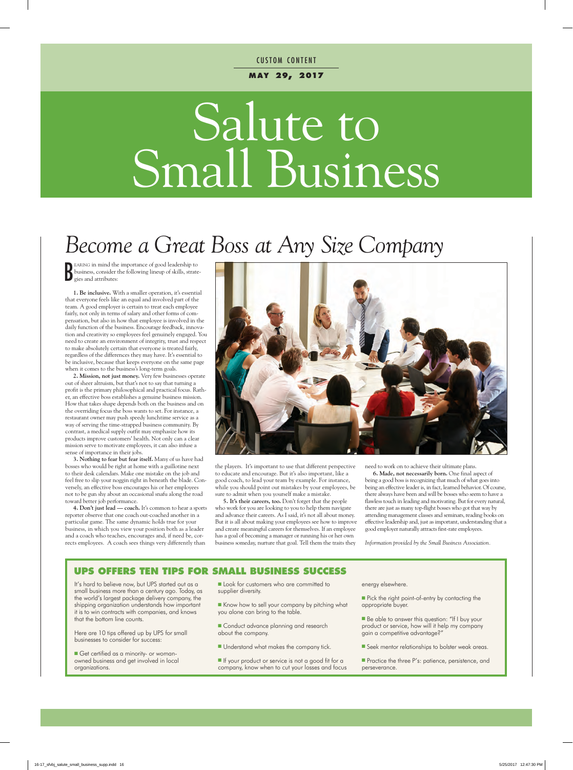CUSTOM CONTENT

**MAY 29, 2017**

# Salute to Small Business

## *Become a Great Boss at Any Size Company*

BEARING in mind the importance of good leadership to business, consider the following lineup of skills, strategies and attributes:

**1. Be inclusive.** With a smaller operation, it's essential that everyone feels like an equal and involved part of the team. A good employer is certain to treat each employee fairly, not only in terms of salary and other forms of compensation, but also in how that employee is involved in the daily function of the business. Encourage feedback, innovation and creativity so employees feel genuinely engaged. You need to create an environment of integrity, trust and respect to make absolutely certain that everyone is treated fairly, regardless of the differences they may have. It's essential to be inclusive, because that keeps everyone on the same page when it comes to the business's long-term goals.

**2. Mission, not just money.** Very few businesses operate out of sheer altruism, but that's not to say that turning a profit is the primary philosophical and practical focus. Rather, an effective boss establishes a genuine business mission. How that takes shape depends both on the business and on the overriding focus the boss wants to set. For instance, a restaurant owner may push speedy lunchtime service as a way of serving the time-strapped business community. By contrast, a medical supply outfit may emphasize how its products improve customers' health. Not only can a clear mission serve to motivate employees, it can also infuse a sense of importance in their jobs.

**3. Nothing to fear but fear itself.** Many of us have had bosses who would be right at home with a guillotine next to their desk calendars. Make one mistake on the job and feel free to slip your noggin right in beneath the blade. Conversely, an effective boss encourages his or her employees not to be gun shy about an occasional snafu along the road toward better job performance.

**4. Don't just lead — coach.** It's common to hear a sports reporter observe that one coach out-coached another in a particular game. The same dynamic holds true for your business, in which you view your position both as a leader and a coach who teaches, encourages and, if need be, corrects employees. A coach sees things very differently than the players. It's important to use that different perspective to educate and encourage. But it's also important, like a good coach, to lead your team by example. For instance, while you should point out mistakes by your employees, be sure to admit when you yourself make a mistake.

**5. It's their careers, too.** Don't forget that the people who work for you are looking to you to help them navigate and advance their careers. As I said, it's not all about money. But it is all about making your employees see how to improve and create meaningful careers for themselves. If an employee has a goal of becoming a manager or running his or her own business someday, nurture that goal. Tell them the traits they need to work on to achieve their ultimate plans.

**6. Made, not necessarily born.** One final aspect of being a good boss is recognizing that much of what goes into being an effective leader is, in fact, learned behavior. Of course, there always have been and will be bosses who seem to have a flawless touch in leading and motivating. But for every natural, there are just as many top-flight bosses who got that way by attending management classes and seminars, reading books on effective leadership and, just as important, understanding that a good employer naturally attracts first-rate employees.

*Information provided by the Small Business Association.*

### UPS OFFERS TEN TIPS FOR SMALL BUSINESS SUCCESS

It's hard to believe now, but UPS started out as a small business more than a century ago. Today, as the world's largest package delivery company, the shipping organization understands how important it is to win contracts with companies, and knows that the bottom line counts.

Here are 10 tips offered up by UPS for small businesses to consider for success:

- Get certified as a minority- or woman-owned business and get involved in local organizations.
- Look for customers who are committed to supplier diversity.
- Know how to sell your company by pitching what you alone can bring to the table.
- Conduct advance planning and research about the company.
- Understand what makes the company tick.
- If your product or service is not a good fit for a company, know when to cut your losses and focus energy elsewhere.
- Pick the right point-of-entry by contacting the appropriate buyer.
- Be able to answer this question: "If I buy your product or service, how will it help my company gain a competitive advantage?"
- Seek mentor relationships to bolster weak areas.
- Practice the three P's: patience, persistence, and perseverance.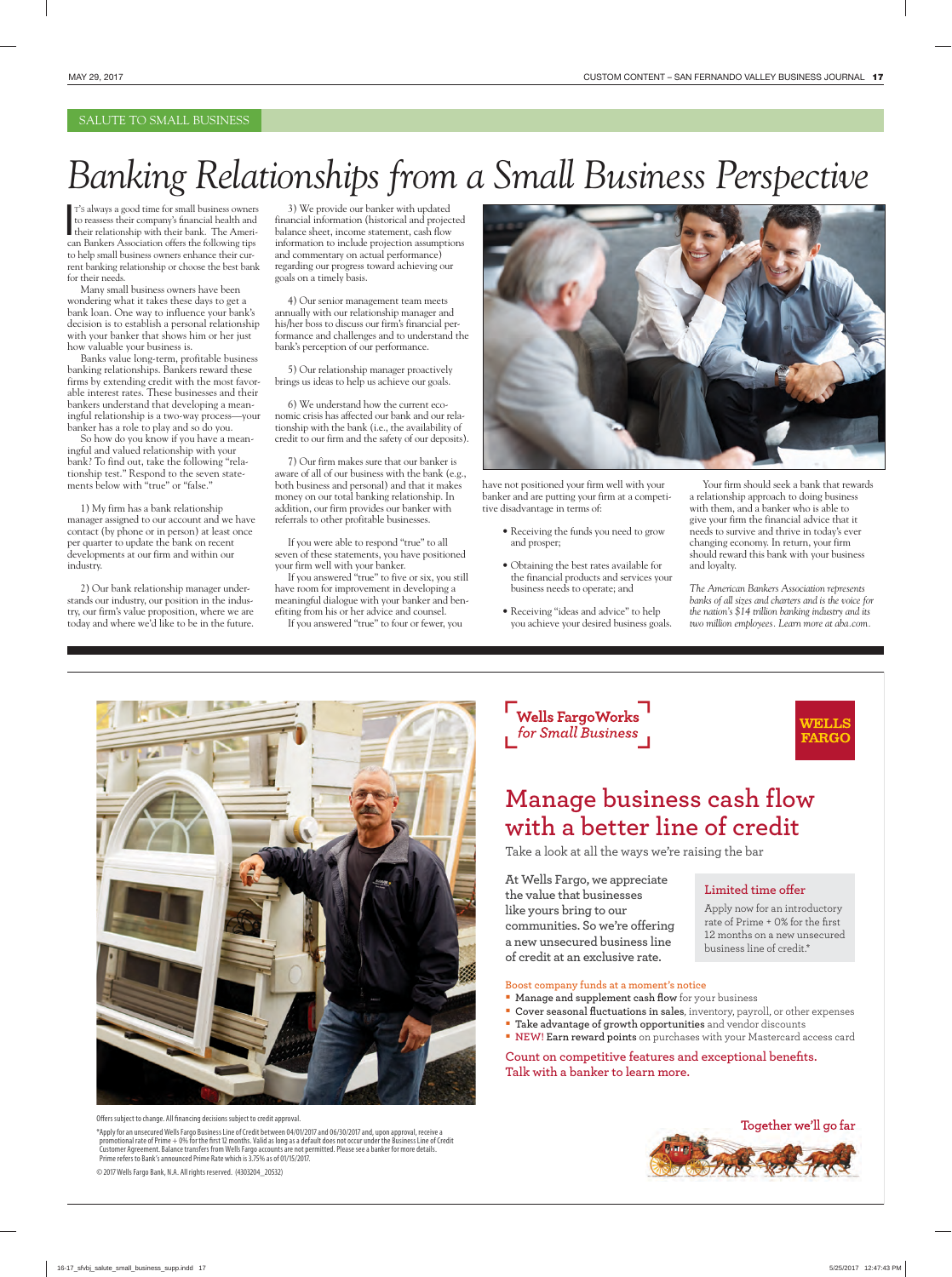SALUTE TO SMALL BUSINESS

# Banking Relationships from a Small Business Perspective

It's always a good time for small business owners to reassess their company's financial health and their relationship with their bank. The American Bankers Association offers the following tips to help small business owners enhance their current banking relationship or choose the best bank for their needs.

Many small business owners have been wondering what it takes these days to get a bank loan. One way to influence your bank's decision is to establish a personal relationship with your banker that shows him or her just how valuable your business is.

Banks value long-term, profitable business banking relationships. Bankers reward these firms by extending credit with the most favorable interest rates. These businesses and their bankers understand that developing a meaningful relationship is a two-way process—your banker has a role to play and so do you.

So how do you know if you have a meaningful and valued relationship with your bank? To find out, take the following "relationship test." Respond to the seven statements below with "true" or "false."

1) My firm has a bank relationship manager assigned to our account and we have contact (by phone or in person) at least once per quarter to update the bank on recent developments at our firm and within our industry.

2) Our bank relationship manager understands our industry, our position in the industry, our firm's value proposition, where we are today and where we'd like to be in the future.

3) We provide our banker with updated financial information (historical and projected balance sheet, income statement, cash flow information to include projection assumptions and commentary on actual performance) regarding our progress toward achieving our goals on a timely basis.

4) Our senior management team meets annually with our relationship manager and his/her boss to discuss our firm's financial performance and challenges and to understand the bank's perception of our performance.

5) Our relationship manager proactively brings us ideas to help us achieve our goals.

6) We understand how the current economic crisis has affected our bank and our relationship with the bank (i.e., the availability of credit to our firm and the safety of our deposits).

7) Our firm makes sure that our banker is aware of all of our business with the bank (e.g., both business and personal) and that it makes money on our total banking relationship. In addition, our firm provides our banker with referrals to other profitable businesses.

If you were able to respond "true" to all seven of these statements, you have positioned your firm well with your banker.

If you answered "true" to five or six, you still have room for improvement in developing a meaningful dialogue with your banker and benefiting from his or her advice and counsel.

If you answered "true" to four or fewer, you have not positioned your firm well with your banker and are putting your firm at a competitive disadvantage in terms of:

- Receiving the funds you need to grow and prosper;
- Obtaining the best rates available for the financial products and services your business needs to operate; and
- Receiving "ideas and advice" to help you achieve your desired business goals.

Your firm should seek a bank that rewards a relationship approach to doing business with them, and a banker who is able to give your firm the financial advice that it needs to survive and thrive in today's ever changing economy. In return, your firm should reward this bank with your business and loyalty.

*The American Bankers Association represents banks of all sizes and charters and is the voice for the nation's $14 trillion banking industry and its two million employees. Learn more at aba.com.*

---

**Wells FargoWorks** *for Small Business*

WELLS FARGO

## Manage business cash flow with a better line of credit

Take a look at all the ways we're raising the bar

**At Wells Fargo, we appreciate the value that businesses like yours bring to our communities. So we're offering a new unsecured business line of credit at an exclusive rate.**

**Limited time offer**

Apply now for an introductory rate of Prime + 0% for the first 12 months on a new unsecured business line of credit.*

**Boost company funds at a moment's notice**

- **Manage and supplement cash flow** for your business
- **Cover seasonal fluctuations in sales**, inventory, payroll, or other expenses
- **Take advantage of growth opportunities** and vendor discounts
- NEW! **Earn reward points** on purchases with your Mastercard access card

**Count on competitive features and exceptional benefits. Talk with a banker to learn more.**

Offers subject to change. All financing decisions subject to credit approval.

*Apply for an unsecured Wells Fargo Business Line of Credit between 04/01/2017 and 06/30/2017 and, upon approval, receive a promotional rate of Prime + 0% for the first 12 months. Valid as long as a default does not occur under the Business Line of Credit Customer Agreement. Balance transfers from Wells Fargo accounts are not permitted. Please see a banker for more details. Prime refers to Bank's announced Prime Rate which is 3.75% as of 01/15/2017.

© 2017 Wells Fargo Bank, N.A. All rights reserved. (4303204_20532)

Together we'll go far